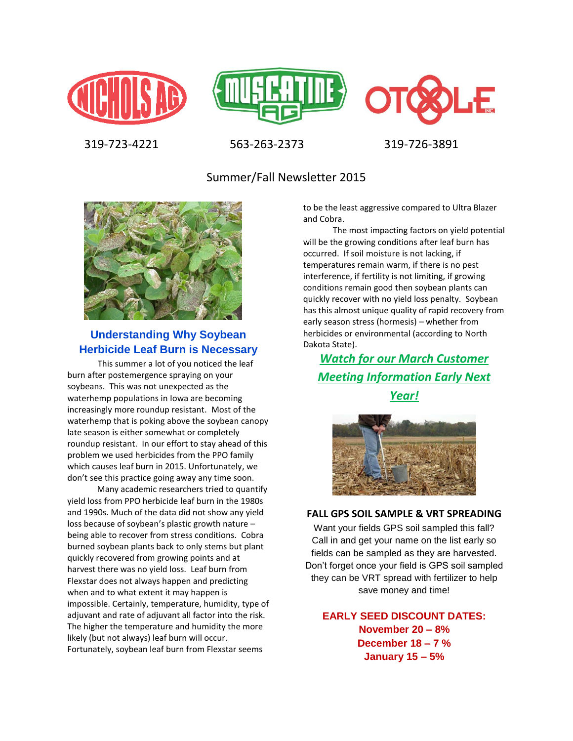319-723-4221 563-263-2373 319-726-3891

Summer/Fall Newsletter 2015

## Understanding Why Soybean Herbicide Leaf Burn is Necessary

This summer a lot of you noticed the leaf burn after postemergence spraying on your soybeans. This was not unexpected as the waterhemp populations in Iowa are becoming increasingly more roundup resistant. Most of the waterhemp that is poking above the soybean canopy late season is either somewhat or completely roundup resistant. In our effort to stay ahead of this problem we used herbicides from the PPO family which causes leaf burn in 2015. Unfortunately, we don't see this practice going away any time soon.

Many academic researchers tried to quantify yield loss from PPO herbicide leaf burn in the 1980s and 1990s. Much of the data did not show any yield loss because of soybean's plastic growth nature – being able to recover from stress conditions. Cobra burned soybean plants back to only stems but plant quickly recovered from growing points and at harvest there was no yield loss. Leaf burn from Flexstar does not always happen and predicting when and to what extent it may happen is impossible. Certainly, temperature, humidity, type of adjuvant and rate of adjuvant all factor into the risk. The higher the temperature and humidity the more likely (but not always) leaf burn will occur. Fortunately, soybean leaf burn from Flexstar seems to be the least aggressive compared to Ultra Blazer and Cobra.

The most impacting factors on yield potential will be the growing conditions after leaf burn has occurred. If soil moisture is not lacking, if temperatures remain warm, if there is no pest interference, if fertility is not limiting, if growing conditions remain good then soybean plants can quickly recover with no yield loss penalty. Soybean has this almost unique quality of rapid recovery from early season stress (hormesis) – whether from herbicides or environmental (according to North Dakota State).

***Watch for our March Customer Meeting Information Early Next Year!***

**FALL GPS SOIL SAMPLE & VRT SPREADING**

Want your fields GPS soil sampled this fall? Call in and get your name on the list early so fields can be sampled as they are harvested. Don't forget once your field is GPS soil sampled they can be VRT spread with fertilizer to help save money and time!

**EARLY SEED DISCOUNT DATES:**
**November 20 – 8%**
**December 18 – 7 %**
**January 15 – 5%**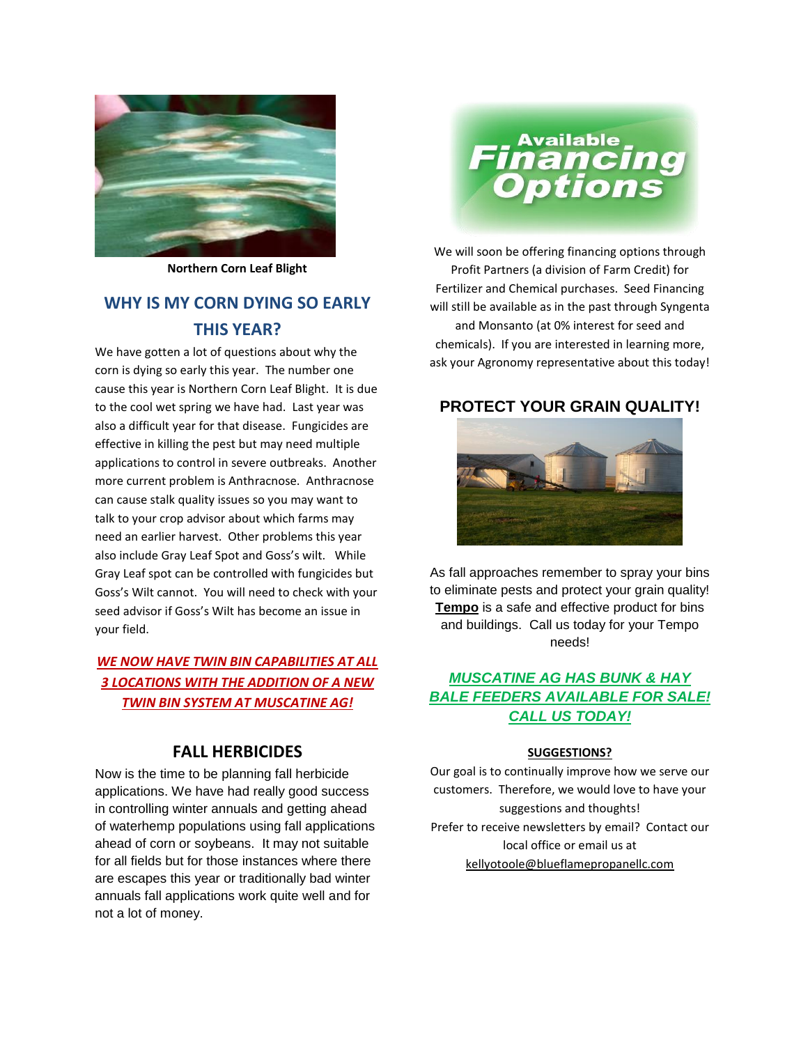Northern Corn Leaf Blight

## WHY IS MY CORN DYING SO EARLY THIS YEAR?

We have gotten a lot of questions about why the corn is dying so early this year. The number one cause this year is Northern Corn Leaf Blight. It is due to the cool wet spring we have had. Last year was also a difficult year for that disease. Fungicides are effective in killing the pest but may need multiple applications to control in severe outbreaks. Another more current problem is Anthracnose. Anthracnose can cause stalk quality issues so you may want to talk to your crop advisor about which farms may need an earlier harvest. Other problems this year also include Gray Leaf Spot and Goss's wilt. While Gray Leaf spot can be controlled with fungicides but Goss's Wilt cannot. You will need to check with your seed advisor if Goss's Wilt has become an issue in your field.

***WE NOW HAVE TWIN BIN CAPABILITIES AT ALL 3 LOCATIONS WITH THE ADDITION OF A NEW TWIN BIN SYSTEM AT MUSCATINE AG!***

## FALL HERBICIDES

Now is the time to be planning fall herbicide applications. We have had really good success in controlling winter annuals and getting ahead of waterhemp populations using fall applications ahead of corn or soybeans. It may not suitable for all fields but for those instances where there are escapes this year or traditionally bad winter annuals fall applications work quite well and for not a lot of money.

## Available Financing Options

We will soon be offering financing options through Profit Partners (a division of Farm Credit) for Fertilizer and Chemical purchases. Seed Financing will still be available as in the past through Syngenta and Monsanto (at 0% interest for seed and chemicals). If you are interested in learning more, ask your Agronomy representative about this today!

## PROTECT YOUR GRAIN QUALITY!

As fall approaches remember to spray your bins to eliminate pests and protect your grain quality! **Tempo** is a safe and effective product for bins and buildings. Call us today for your Tempo needs!

***MUSCATINE AG HAS BUNK & HAY BALE FEEDERS AVAILABLE FOR SALE! CALL US TODAY!***

**SUGGESTIONS?**

Our goal is to continually improve how we serve our customers. Therefore, we would love to have your suggestions and thoughts!

Prefer to receive newsletters by email? Contact our local office or email us at kellyotoole@blueflamepropanellc.com